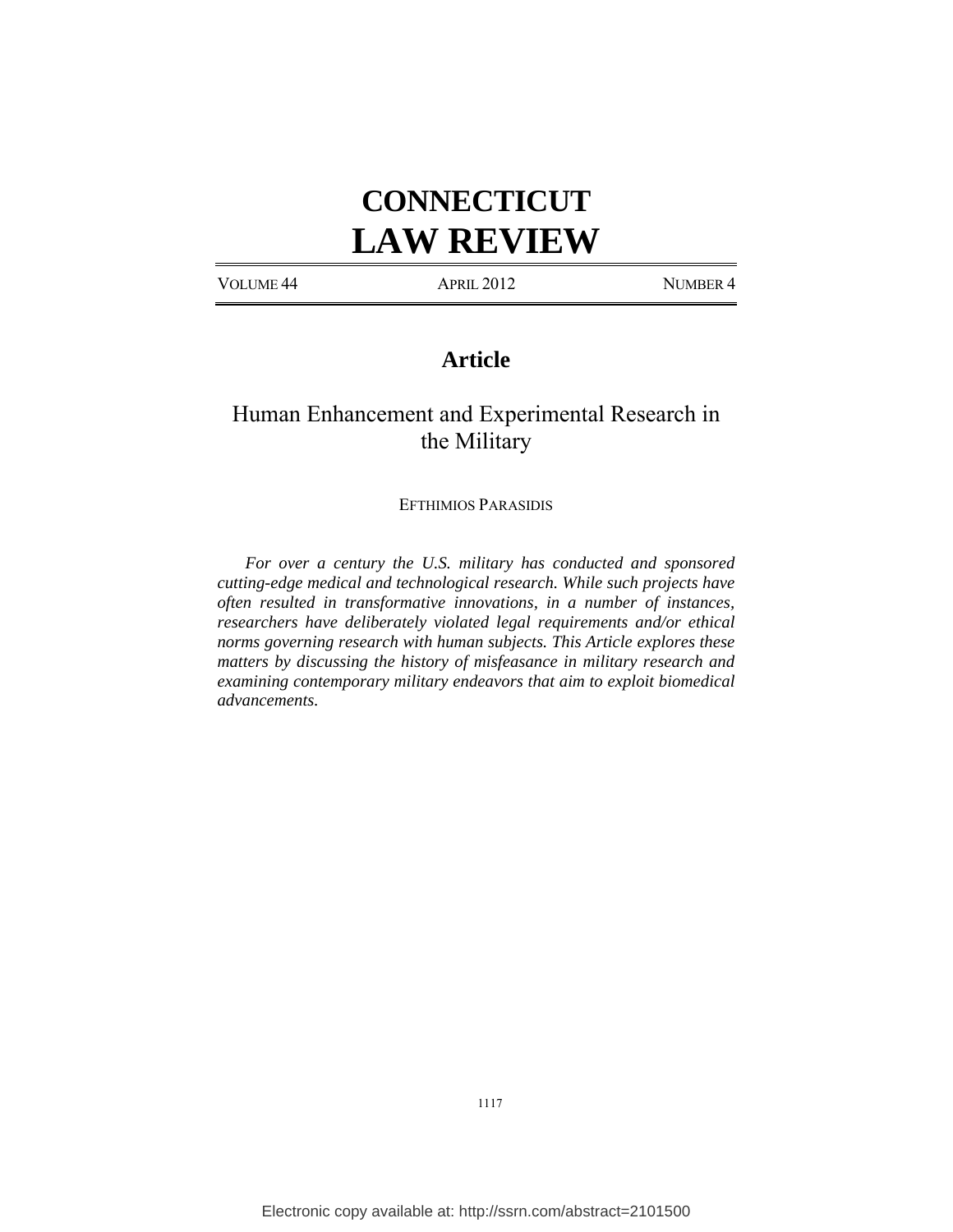# CONNECTICUT LAW REVIEW

VOLUME 44 APRIL 2012 NUMBER 4

## Article

## Human Enhancement and Experimental Research in the Military

EFTHIMIOS PARASIDIS

*For over a century the U.S. military has conducted and sponsored cutting-edge medical and technological research. While such projects have often resulted in transformative innovations, in a number of instances, researchers have deliberately violated legal requirements and/or ethical norms governing research with human subjects. This Article explores these matters by discussing the history of misfeasance in military research and examining contemporary military endeavors that aim to exploit biomedical advancements.*

Electronic copy available at: http://ssrn.com/abstract=2101500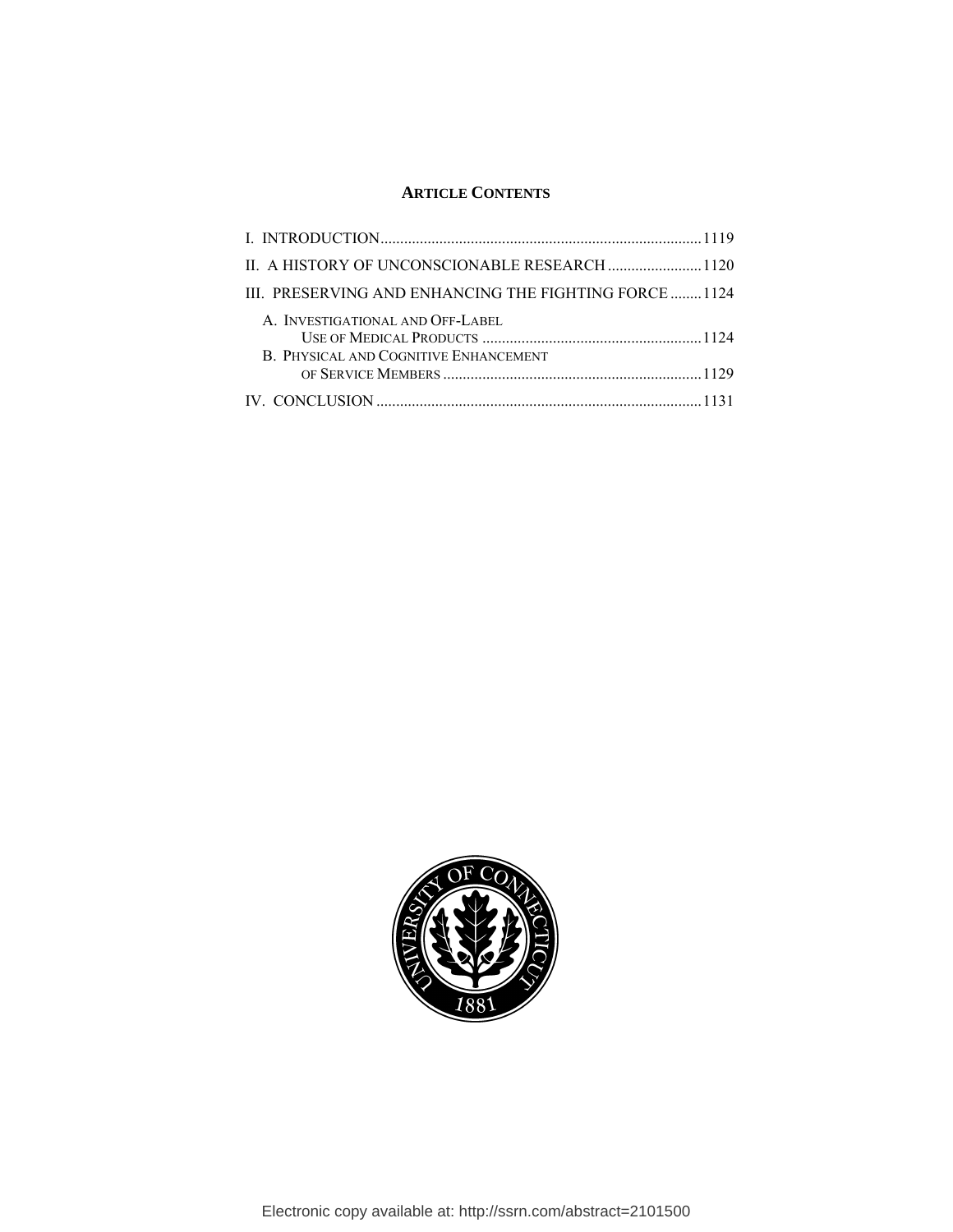**ARTICLE CONTENTS**

I. INTRODUCTION ..... 1119

II. A HISTORY OF UNCONSCIONABLE RESEARCH ..... 1120

III. PRESERVING AND ENHANCING THE FIGHTING FORCE ..... 1124

- A. INVESTIGATIONAL AND OFF-LABEL USE OF MEDICAL PRODUCTS ..... 1124
- B. PHYSICAL AND COGNITIVE ENHANCEMENT OF SERVICE MEMBERS ..... 1129

IV. CONCLUSION ..... 1131

Electronic copy available at: http://ssrn.com/abstract=2101500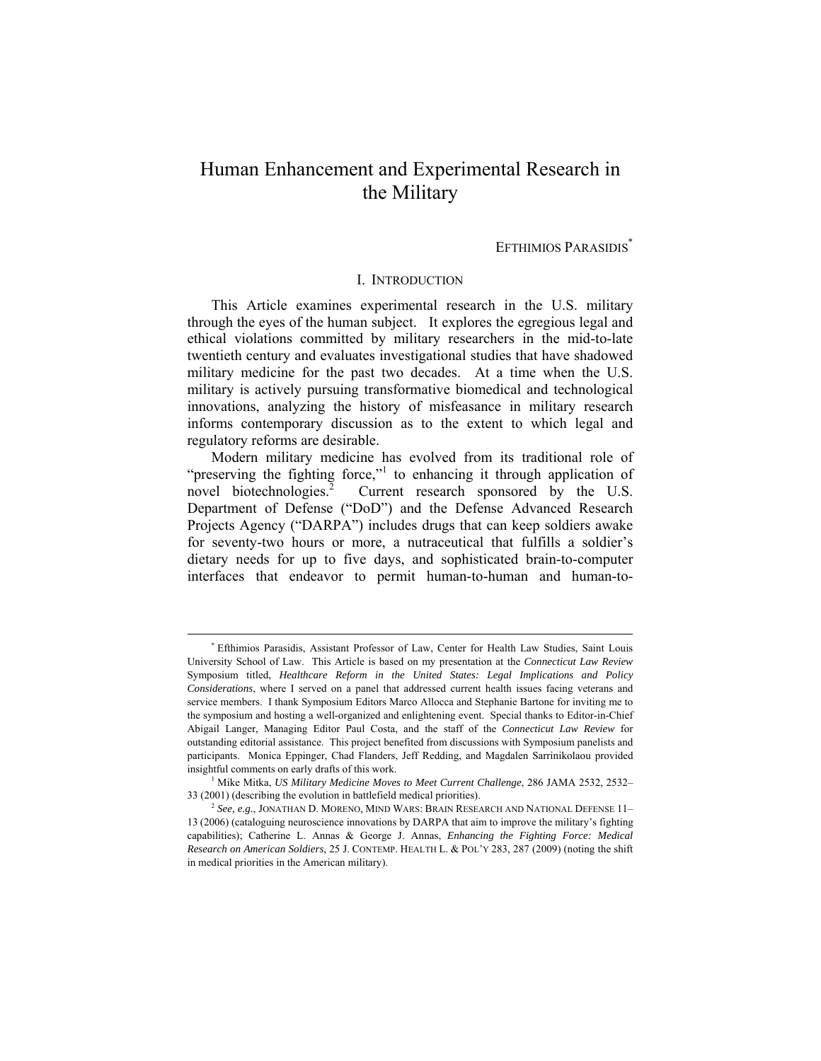# Human Enhancement and Experimental Research in the Military

EFTHIMIOS PARASIDIS[*]

## I. INTRODUCTION

This Article examines experimental research in the U.S. military through the eyes of the human subject. It explores the egregious legal and ethical violations committed by military researchers in the mid-to-late twentieth century and evaluates investigational studies that have shadowed military medicine for the past two decades. At a time when the U.S. military is actively pursuing transformative biomedical and technological innovations, analyzing the history of misfeasance in military research informs contemporary discussion as to the extent to which legal and regulatory reforms are desirable.

Modern military medicine has evolved from its traditional role of "preserving the fighting force,"[1] to enhancing it through application of novel biotechnologies.[2] Current research sponsored by the U.S. Department of Defense ("DoD") and the Defense Advanced Research Projects Agency ("DARPA") includes drugs that can keep soldiers awake for seventy-two hours or more, a nutraceutical that fulfills a soldier's dietary needs for up to five days, and sophisticated brain-to-computer interfaces that endeavor to permit human-to-human and human-to-

---

[*] Efthimios Parasidis, Assistant Professor of Law, Center for Health Law Studies, Saint Louis University School of Law. This Article is based on my presentation at the *Connecticut Law Review* Symposium titled, *Healthcare Reform in the United States: Legal Implications and Policy Considerations*, where I served on a panel that addressed current health issues facing veterans and service members. I thank Symposium Editors Marco Allocca and Stephanie Bartone for inviting me to the symposium and hosting a well-organized and enlightening event. Special thanks to Editor-in-Chief Abigail Langer, Managing Editor Paul Costa, and the staff of the *Connecticut Law Review* for outstanding editorial assistance. This project benefited from discussions with Symposium panelists and participants. Monica Eppinger, Chad Flanders, Jeff Redding, and Magdalen Sarrinikolaou provided insightful comments on early drafts of this work.

[1] Mike Mitka, *US Military Medicine Moves to Meet Current Challenge*, 286 JAMA 2532, 2532–33 (2001) (describing the evolution in battlefield medical priorities).

[2] *See, e.g.*, JONATHAN D. MORENO, MIND WARS: BRAIN RESEARCH AND NATIONAL DEFENSE 11–13 (2006) (cataloguing neuroscience innovations by DARPA that aim to improve the military's fighting capabilities); Catherine L. Annas & George J. Annas, *Enhancing the Fighting Force: Medical Research on American Soldiers*, 25 J. CONTEMP. HEALTH L. & POL'Y 283, 287 (2009) (noting the shift in medical priorities in the American military).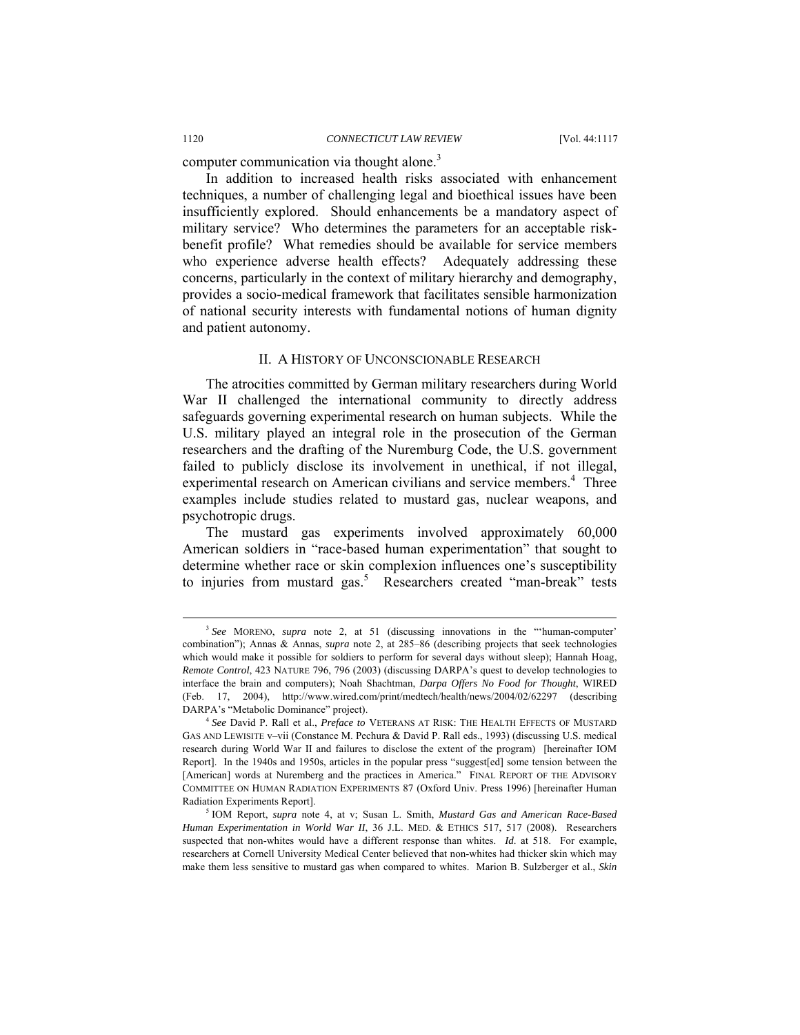computer communication via thought alone.[3]

In addition to increased health risks associated with enhancement techniques, a number of challenging legal and bioethical issues have been insufficiently explored. Should enhancements be a mandatory aspect of military service? Who determines the parameters for an acceptable risk-benefit profile? What remedies should be available for service members who experience adverse health effects? Adequately addressing these concerns, particularly in the context of military hierarchy and demography, provides a socio-medical framework that facilitates sensible harmonization of national security interests with fundamental notions of human dignity and patient autonomy.

## II. A HISTORY OF UNCONSCIONABLE RESEARCH

The atrocities committed by German military researchers during World War II challenged the international community to directly address safeguards governing experimental research on human subjects. While the U.S. military played an integral role in the prosecution of the German researchers and the drafting of the Nuremburg Code, the U.S. government failed to publicly disclose its involvement in unethical, if not illegal, experimental research on American civilians and service members.[4] Three examples include studies related to mustard gas, nuclear weapons, and psychotropic drugs.

The mustard gas experiments involved approximately 60,000 American soldiers in "race-based human experimentation" that sought to determine whether race or skin complexion influences one's susceptibility to injuries from mustard gas.[5] Researchers created "man-break" tests

---

[3] *See* MORENO, *supra* note 2, at 51 (discussing innovations in the "'human-computer' combination"); Annas & Annas, *supra* note 2, at 285–86 (describing projects that seek technologies which would make it possible for soldiers to perform for several days without sleep); Hannah Hoag, *Remote Control*, 423 NATURE 796, 796 (2003) (discussing DARPA's quest to develop technologies to interface the brain and computers); Noah Shachtman, *Darpa Offers No Food for Thought*, WIRED (Feb. 17, 2004), http://www.wired.com/print/medtech/health/news/2004/02/62297 (describing DARPA's "Metabolic Dominance" project).

[4] *See* David P. Rall et al., *Preface to* VETERANS AT RISK: THE HEALTH EFFECTS OF MUSTARD GAS AND LEWISITE v–vii (Constance M. Pechura & David P. Rall eds., 1993) (discussing U.S. medical research during World War II and failures to disclose the extent of the program) [hereinafter IOM Report]. In the 1940s and 1950s, articles in the popular press "suggest[ed] some tension between the [American] words at Nuremberg and the practices in America." FINAL REPORT OF THE ADVISORY COMMITTEE ON HUMAN RADIATION EXPERIMENTS 87 (Oxford Univ. Press 1996) [hereinafter Human Radiation Experiments Report].

[5] IOM Report, *supra* note 4, at v; Susan L. Smith, *Mustard Gas and American Race-Based Human Experimentation in World War II*, 36 J.L. MED. & ETHICS 517, 517 (2008). Researchers suspected that non-whites would have a different response than whites. *Id*. at 518. For example, researchers at Cornell University Medical Center believed that non-whites had thicker skin which may make them less sensitive to mustard gas when compared to whites. Marion B. Sulzberger et al., *Skin*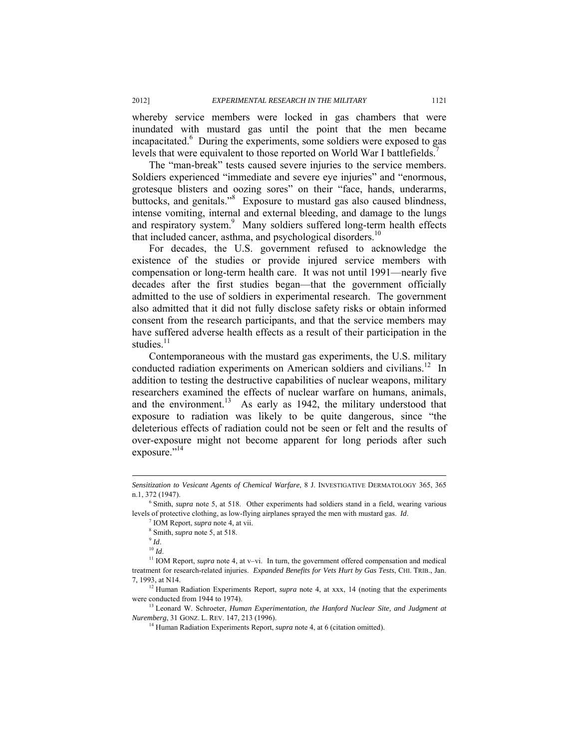whereby service members were locked in gas chambers that were inundated with mustard gas until the point that the men became incapacitated.[6] During the experiments, some soldiers were exposed to gas levels that were equivalent to those reported on World War I battlefields.[7]

The "man-break" tests caused severe injuries to the service members. Soldiers experienced "immediate and severe eye injuries" and "enormous, grotesque blisters and oozing sores" on their "face, hands, underarms, buttocks, and genitals."[8] Exposure to mustard gas also caused blindness, intense vomiting, internal and external bleeding, and damage to the lungs and respiratory system.[9] Many soldiers suffered long-term health effects that included cancer, asthma, and psychological disorders.[10]

For decades, the U.S. government refused to acknowledge the existence of the studies or provide injured service members with compensation or long-term health care. It was not until 1991—nearly five decades after the first studies began—that the government officially admitted to the use of soldiers in experimental research. The government also admitted that it did not fully disclose safety risks or obtain informed consent from the research participants, and that the service members may have suffered adverse health effects as a result of their participation in the studies.[11]

Contemporaneous with the mustard gas experiments, the U.S. military conducted radiation experiments on American soldiers and civilians.[12] In addition to testing the destructive capabilities of nuclear weapons, military researchers examined the effects of nuclear warfare on humans, animals, and the environment.[13] As early as 1942, the military understood that exposure to radiation was likely to be quite dangerous, since "the deleterious effects of radiation could not be seen or felt and the results of over-exposure might not become apparent for long periods after such exposure."[14]

---

*Sensitization to Vesicant Agents of Chemical Warfare*, 8 J. INVESTIGATIVE DERMATOLOGY 365, 365 n.1, 372 (1947).

[6] Smith, *supra* note 5, at 518. Other experiments had soldiers stand in a field, wearing various levels of protective clothing, as low-flying airplanes sprayed the men with mustard gas. *Id*.

[7] IOM Report, *supra* note 4, at vii.

[8] Smith, *supra* note 5, at 518.

[9] *Id*.

[10] *Id*.

[11] IOM Report, *supra* note 4, at v–vi. In turn, the government offered compensation and medical treatment for research-related injuries. *Expanded Benefits for Vets Hurt by Gas Tests*, CHI. TRIB., Jan. 7, 1993, at N14.

[12] Human Radiation Experiments Report, *supra* note 4, at xxx, 14 (noting that the experiments were conducted from 1944 to 1974).

[13] Leonard W. Schroeter, *Human Experimentation, the Hanford Nuclear Site, and Judgment at Nuremberg*, 31 GONZ. L. REV. 147, 213 (1996).

[14] Human Radiation Experiments Report, *supra* note 4, at 6 (citation omitted).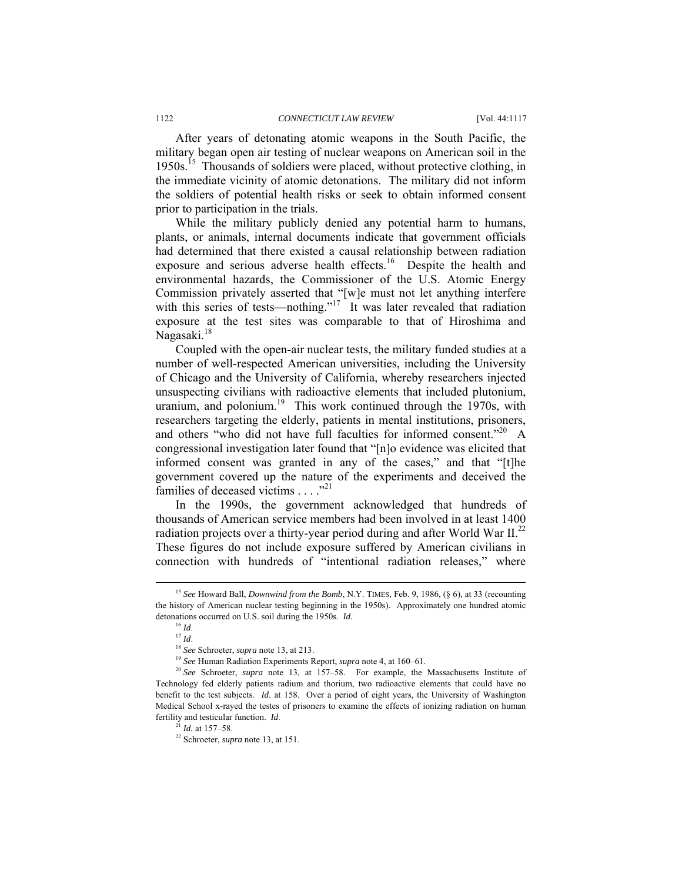After years of detonating atomic weapons in the South Pacific, the military began open air testing of nuclear weapons on American soil in the 1950s.[15] Thousands of soldiers were placed, without protective clothing, in the immediate vicinity of atomic detonations. The military did not inform the soldiers of potential health risks or seek to obtain informed consent prior to participation in the trials.

While the military publicly denied any potential harm to humans, plants, or animals, internal documents indicate that government officials had determined that there existed a causal relationship between radiation exposure and serious adverse health effects.[16] Despite the health and environmental hazards, the Commissioner of the U.S. Atomic Energy Commission privately asserted that "[w]e must not let anything interfere with this series of tests—nothing."[17] It was later revealed that radiation exposure at the test sites was comparable to that of Hiroshima and Nagasaki.[18]

Coupled with the open-air nuclear tests, the military funded studies at a number of well-respected American universities, including the University of Chicago and the University of California, whereby researchers injected unsuspecting civilians with radioactive elements that included plutonium, uranium, and polonium.[19] This work continued through the 1970s, with researchers targeting the elderly, patients in mental institutions, prisoners, and others "who did not have full faculties for informed consent."[20] A congressional investigation later found that "[n]o evidence was elicited that informed consent was granted in any of the cases," and that "[t]he government covered up the nature of the experiments and deceived the families of deceased victims . . . ."[21]

In the 1990s, the government acknowledged that hundreds of thousands of American service members had been involved in at least 1400 radiation projects over a thirty-year period during and after World War II.[22] These figures do not include exposure suffered by American civilians in connection with hundreds of "intentional radiation releases," where

---

[15] *See* Howard Ball, *Downwind from the Bomb*, N.Y. TIMES, Feb. 9, 1986, (§ 6), at 33 (recounting the history of American nuclear testing beginning in the 1950s). Approximately one hundred atomic detonations occurred on U.S. soil during the 1950s. *Id*.

[16] *Id*.

[17] *Id*.

[18] *See* Schroeter, *supra* note 13, at 213.

[19] *See* Human Radiation Experiments Report, *supra* note 4, at 160–61.

[20] *See* Schroeter, *supra* note 13, at 157–58. For example, the Massachusetts Institute of Technology fed elderly patients radium and thorium, two radioactive elements that could have no benefit to the test subjects. *Id*. at 158. Over a period of eight years, the University of Washington Medical School x-rayed the testes of prisoners to examine the effects of ionizing radiation on human fertility and testicular function. *Id*.

[21] *Id.* at 157–58.

[22] Schroeter, *supra* note 13, at 151.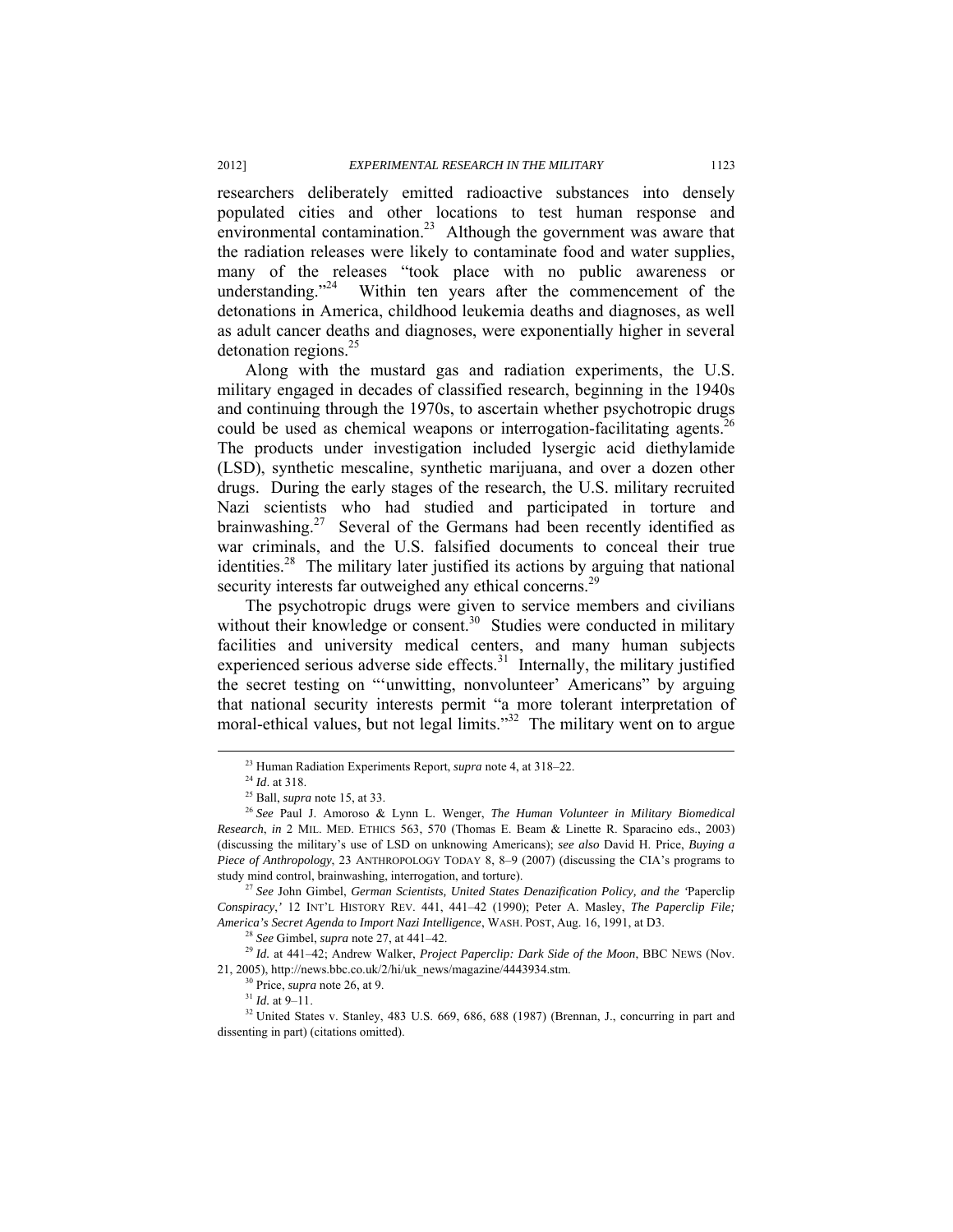researchers deliberately emitted radioactive substances into densely populated cities and other locations to test human response and environmental contamination.[23] Although the government was aware that the radiation releases were likely to contaminate food and water supplies, many of the releases "took place with no public awareness or understanding."[24] Within ten years after the commencement of the detonations in America, childhood leukemia deaths and diagnoses, as well as adult cancer deaths and diagnoses, were exponentially higher in several detonation regions.[25]

Along with the mustard gas and radiation experiments, the U.S. military engaged in decades of classified research, beginning in the 1940s and continuing through the 1970s, to ascertain whether psychotropic drugs could be used as chemical weapons or interrogation-facilitating agents.[26] The products under investigation included lysergic acid diethylamide (LSD), synthetic mescaline, synthetic marijuana, and over a dozen other drugs. During the early stages of the research, the U.S. military recruited Nazi scientists who had studied and participated in torture and brainwashing.[27] Several of the Germans had been recently identified as war criminals, and the U.S. falsified documents to conceal their true identities.[28] The military later justified its actions by arguing that national security interests far outweighed any ethical concerns.[29]

The psychotropic drugs were given to service members and civilians without their knowledge or consent.[30] Studies were conducted in military facilities and university medical centers, and many human subjects experienced serious adverse side effects.[31] Internally, the military justified the secret testing on "'unwitting, nonvolunteer' Americans" by arguing that national security interests permit "a more tolerant interpretation of moral-ethical values, but not legal limits."[32] The military went on to argue

---

[23] Human Radiation Experiments Report, *supra* note 4, at 318–22.

[24] *Id*. at 318.

[25] Ball, *supra* note 15, at 33.

[26] *See* Paul J. Amoroso & Lynn L. Wenger, *The Human Volunteer in Military Biomedical Research*, *in* 2 MIL. MED. ETHICS 563, 570 (Thomas E. Beam & Linette R. Sparacino eds., 2003) (discussing the military's use of LSD on unknowing Americans); *see also* David H. Price, *Buying a Piece of Anthropology*, 23 ANTHROPOLOGY TODAY 8, 8–9 (2007) (discussing the CIA's programs to study mind control, brainwashing, interrogation, and torture).

[27] *See* John Gimbel, *German Scientists, United States Denazification Policy, and the 'Paperclip Conspiracy,'* 12 INT'L HISTORY REV. 441, 441–42 (1990); Peter A. Masley, *The Paperclip File; America's Secret Agenda to Import Nazi Intelligence*, WASH. POST, Aug. 16, 1991, at D3.

[28] *See* Gimbel, *supra* note 27, at 441–42.

[29] *Id.* at 441–42; Andrew Walker, *Project Paperclip: Dark Side of the Moon*, BBC NEWS (Nov. 21, 2005), http://news.bbc.co.uk/2/hi/uk_news/magazine/4443934.stm.

[30] Price, *supra* note 26, at 9.

[31] *Id.* at 9–11.

[32] United States v. Stanley, 483 U.S. 669, 686, 688 (1987) (Brennan, J., concurring in part and dissenting in part) (citations omitted).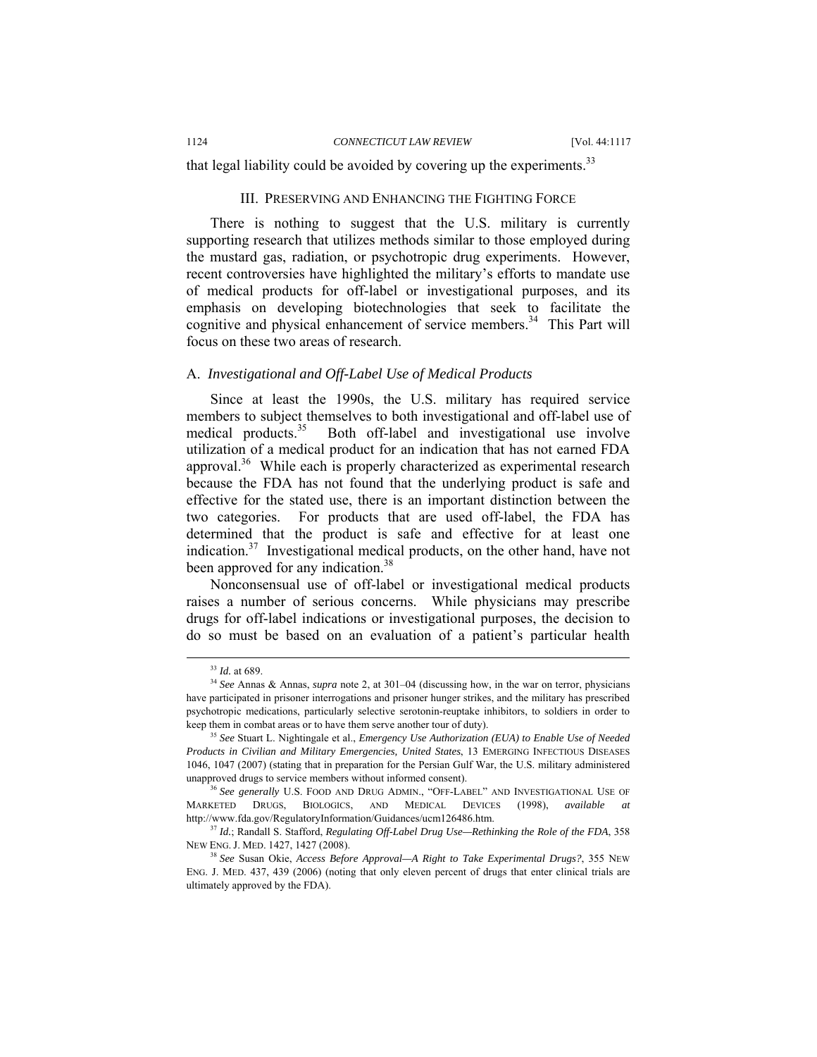that legal liability could be avoided by covering up the experiments.[33]

## III. PRESERVING AND ENHANCING THE FIGHTING FORCE

There is nothing to suggest that the U.S. military is currently supporting research that utilizes methods similar to those employed during the mustard gas, radiation, or psychotropic drug experiments. However, recent controversies have highlighted the military's efforts to mandate use of medical products for off-label or investigational purposes, and its emphasis on developing biotechnologies that seek to facilitate the cognitive and physical enhancement of service members.[34] This Part will focus on these two areas of research.

### A. *Investigational and Off-Label Use of Medical Products*

Since at least the 1990s, the U.S. military has required service members to subject themselves to both investigational and off-label use of medical products.[35] Both off-label and investigational use involve utilization of a medical product for an indication that has not earned FDA approval.[36] While each is properly characterized as experimental research because the FDA has not found that the underlying product is safe and effective for the stated use, there is an important distinction between the two categories. For products that are used off-label, the FDA has determined that the product is safe and effective for at least one indication.[37] Investigational medical products, on the other hand, have not been approved for any indication.[38]

Nonconsensual use of off-label or investigational medical products raises a number of serious concerns. While physicians may prescribe drugs for off-label indications or investigational purposes, the decision to do so must be based on an evaluation of a patient's particular health

---

[33] *Id.* at 689.

[34] *See* Annas & Annas, *supra* note 2, at 301–04 (discussing how, in the war on terror, physicians have participated in prisoner interrogations and prisoner hunger strikes, and the military has prescribed psychotropic medications, particularly selective serotonin-reuptake inhibitors, to soldiers in order to keep them in combat areas or to have them serve another tour of duty).

[35] *See* Stuart L. Nightingale et al., *Emergency Use Authorization (EUA) to Enable Use of Needed Products in Civilian and Military Emergencies, United States*, 13 EMERGING INFECTIOUS DISEASES 1046, 1047 (2007) (stating that in preparation for the Persian Gulf War, the U.S. military administered unapproved drugs to service members without informed consent).

[36] *See generally* U.S. FOOD AND DRUG ADMIN., "OFF-LABEL" AND INVESTIGATIONAL USE OF MARKETED DRUGS, BIOLOGICS, AND MEDICAL DEVICES (1998), *available at* http://www.fda.gov/RegulatoryInformation/Guidances/ucm126486.htm.

[37] *Id.*; Randall S. Stafford, *Regulating Off-Label Drug Use—Rethinking the Role of the FDA*, 358 NEW ENG. J. MED. 1427, 1427 (2008).

[38] *See* Susan Okie, *Access Before Approval—A Right to Take Experimental Drugs?*, 355 NEW ENG. J. MED. 437, 439 (2006) (noting that only eleven percent of drugs that enter clinical trials are ultimately approved by the FDA).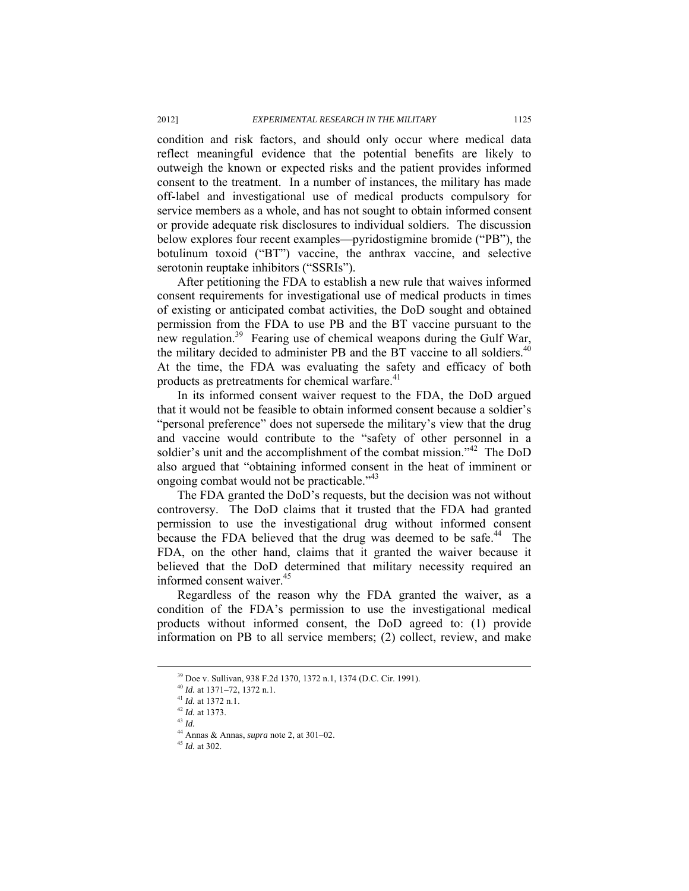condition and risk factors, and should only occur where medical data reflect meaningful evidence that the potential benefits are likely to outweigh the known or expected risks and the patient provides informed consent to the treatment. In a number of instances, the military has made off-label and investigational use of medical products compulsory for service members as a whole, and has not sought to obtain informed consent or provide adequate risk disclosures to individual soldiers. The discussion below explores four recent examples—pyridostigmine bromide ("PB"), the botulinum toxoid ("BT") vaccine, the anthrax vaccine, and selective serotonin reuptake inhibitors ("SSRIs").

After petitioning the FDA to establish a new rule that waives informed consent requirements for investigational use of medical products in times of existing or anticipated combat activities, the DoD sought and obtained permission from the FDA to use PB and the BT vaccine pursuant to the new regulation.[39] Fearing use of chemical weapons during the Gulf War, the military decided to administer PB and the BT vaccine to all soldiers.[40] At the time, the FDA was evaluating the safety and efficacy of both products as pretreatments for chemical warfare.[41]

In its informed consent waiver request to the FDA, the DoD argued that it would not be feasible to obtain informed consent because a soldier's "personal preference" does not supersede the military's view that the drug and vaccine would contribute to the "safety of other personnel in a soldier's unit and the accomplishment of the combat mission."[42] The DoD also argued that "obtaining informed consent in the heat of imminent or ongoing combat would not be practicable."[43]

The FDA granted the DoD's requests, but the decision was not without controversy. The DoD claims that it trusted that the FDA had granted permission to use the investigational drug without informed consent because the FDA believed that the drug was deemed to be safe.[44] The FDA, on the other hand, claims that it granted the waiver because it believed that the DoD determined that military necessity required an informed consent waiver.[45]

Regardless of the reason why the FDA granted the waiver, as a condition of the FDA's permission to use the investigational medical products without informed consent, the DoD agreed to: (1) provide information on PB to all service members; (2) collect, review, and make

---

[39] Doe v. Sullivan, 938 F.2d 1370, 1372 n.1, 1374 (D.C. Cir. 1991).

[40] *Id.* at 1371–72, 1372 n.1.

[41] *Id.* at 1372 n.1.

[42] *Id.* at 1373.

[43] *Id.*

[44] Annas & Annas, *supra* note 2, at 301–02.

[45] *Id.* at 302.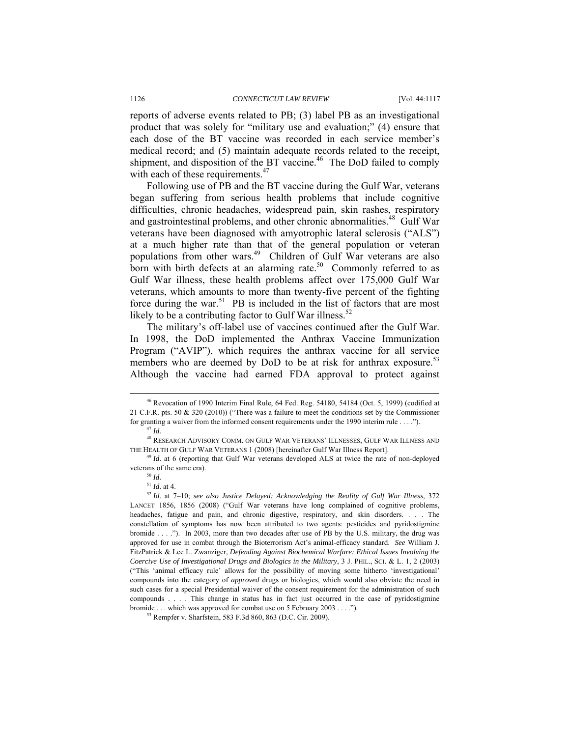reports of adverse events related to PB; (3) label PB as an investigational product that was solely for "military use and evaluation;" (4) ensure that each dose of the BT vaccine was recorded in each service member's medical record; and (5) maintain adequate records related to the receipt, shipment, and disposition of the BT vaccine.[46] The DoD failed to comply with each of these requirements.[47]

Following use of PB and the BT vaccine during the Gulf War, veterans began suffering from serious health problems that include cognitive difficulties, chronic headaches, widespread pain, skin rashes, respiratory and gastrointestinal problems, and other chronic abnormalities.[48] Gulf War veterans have been diagnosed with amyotrophic lateral sclerosis ("ALS") at a much higher rate than that of the general population or veteran populations from other wars.[49] Children of Gulf War veterans are also born with birth defects at an alarming rate.[50] Commonly referred to as Gulf War illness, these health problems affect over 175,000 Gulf War veterans, which amounts to more than twenty-five percent of the fighting force during the war.[51] PB is included in the list of factors that are most likely to be a contributing factor to Gulf War illness.[52]

The military's off-label use of vaccines continued after the Gulf War. In 1998, the DoD implemented the Anthrax Vaccine Immunization Program ("AVIP"), which requires the anthrax vaccine for all service members who are deemed by DoD to be at risk for anthrax exposure.[53] Although the vaccine had earned FDA approval to protect against

---

[46] Revocation of 1990 Interim Final Rule, 64 Fed. Reg. 54180, 54184 (Oct. 5, 1999) (codified at 21 C.F.R. pts. 50 & 320 (2010)) ("There was a failure to meet the conditions set by the Commissioner for granting a waiver from the informed consent requirements under the 1990 interim rule . . . .").

[47] *Id.*

[48] RESEARCH ADVISORY COMM. ON GULF WAR VETERANS' ILLNESSES, GULF WAR ILLNESS AND THE HEALTH OF GULF WAR VETERANS 1 (2008) [hereinafter Gulf War Illness Report].

[49] *Id*. at 6 (reporting that Gulf War veterans developed ALS at twice the rate of non-deployed veterans of the same era).

[50] *Id*.

[51] *Id*. at 4.

[52] *Id*. at 7–10; *see also Justice Delayed: Acknowledging the Reality of Gulf War Illness*, 372 LANCET 1856, 1856 (2008) ("Gulf War veterans have long complained of cognitive problems, headaches, fatigue and pain, and chronic digestive, respiratory, and skin disorders. . . . The constellation of symptoms has now been attributed to two agents: pesticides and pyridostigmine bromide . . . ."). In 2003, more than two decades after use of PB by the U.S. military, the drug was approved for use in combat through the Bioterrorism Act's animal-efficacy standard. *See* William J. FitzPatrick & Lee L. Zwanziger, *Defending Against Biochemical Warfare: Ethical Issues Involving the Coercive Use of Investigational Drugs and Biologics in the Military*, 3 J. PHIL., SCI. & L. 1, 2 (2003) ("This 'animal efficacy rule' allows for the possibility of moving some hitherto 'investigational' compounds into the category of *approved* drugs or biologics, which would also obviate the need in such cases for a special Presidential waiver of the consent requirement for the administration of such compounds . . . . This change in status has in fact just occurred in the case of pyridostigmine bromide . . . which was approved for combat use on 5 February 2003 . . . .").

[53] Rempfer v. Sharfstein, 583 F.3d 860, 863 (D.C. Cir. 2009).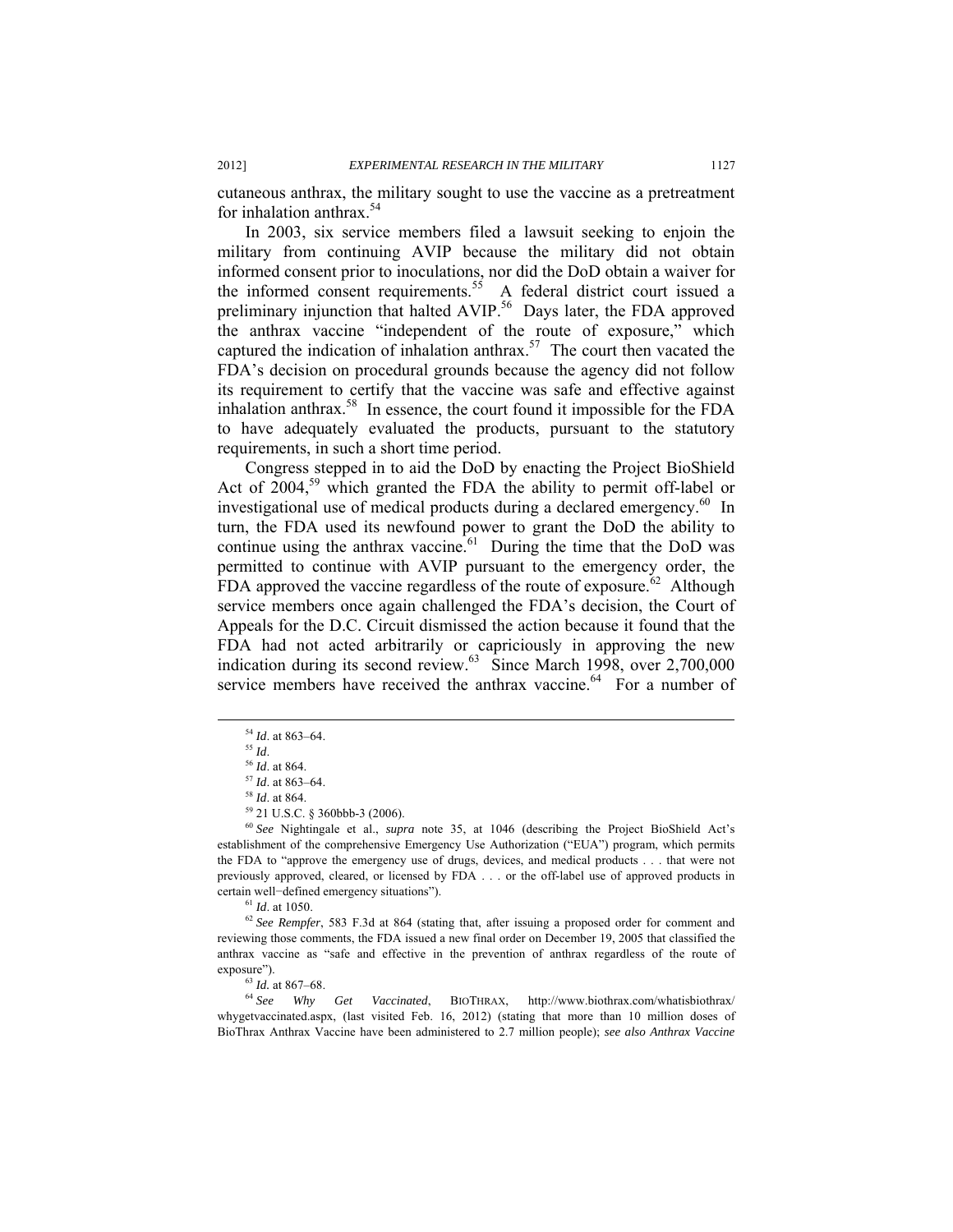cutaneous anthrax, the military sought to use the vaccine as a pretreatment for inhalation anthrax.[54]

In 2003, six service members filed a lawsuit seeking to enjoin the military from continuing AVIP because the military did not obtain informed consent prior to inoculations, nor did the DoD obtain a waiver for the informed consent requirements.[55] A federal district court issued a preliminary injunction that halted AVIP.[56] Days later, the FDA approved the anthrax vaccine "independent of the route of exposure," which captured the indication of inhalation anthrax.[57] The court then vacated the FDA's decision on procedural grounds because the agency did not follow its requirement to certify that the vaccine was safe and effective against inhalation anthrax.[58] In essence, the court found it impossible for the FDA to have adequately evaluated the products, pursuant to the statutory requirements, in such a short time period.

Congress stepped in to aid the DoD by enacting the Project BioShield Act of 2004,[59] which granted the FDA the ability to permit off-label or investigational use of medical products during a declared emergency.[60] In turn, the FDA used its newfound power to grant the DoD the ability to continue using the anthrax vaccine.[61] During the time that the DoD was permitted to continue with AVIP pursuant to the emergency order, the FDA approved the vaccine regardless of the route of exposure.[62] Although service members once again challenged the FDA's decision, the Court of Appeals for the D.C. Circuit dismissed the action because it found that the FDA had not acted arbitrarily or capriciously in approving the new indication during its second review.[63] Since March 1998, over 2,700,000 service members have received the anthrax vaccine.[64] For a number of

---

[54] *Id*. at 863–64.

[55] *Id*.

[56] *Id*. at 864.

[57] *Id*. at 863–64.

[58] *Id*. at 864.

[59] 21 U.S.C. § 360bbb-3 (2006).

[60] *See* Nightingale et al., *supra* note 35, at 1046 (describing the Project BioShield Act's establishment of the comprehensive Emergency Use Authorization ("EUA") program, which permits the FDA to "approve the emergency use of drugs, devices, and medical products . . . that were not previously approved, cleared, or licensed by FDA . . . or the off-label use of approved products in certain well−defined emergency situations").

[61] *Id*. at 1050.

[62] *See Rempfer*, 583 F.3d at 864 (stating that, after issuing a proposed order for comment and reviewing those comments, the FDA issued a new final order on December 19, 2005 that classified the anthrax vaccine as "safe and effective in the prevention of anthrax regardless of the route of exposure").

[63] *Id.* at 867–68.

[64] *See Why Get Vaccinated*, BIOTHRAX, http://www.biothrax.com/whatisbiothrax/whygetvaccinated.aspx, (last visited Feb. 16, 2012) (stating that more than 10 million doses of BioThrax Anthrax Vaccine have been administered to 2.7 million people); *see also Anthrax Vaccine*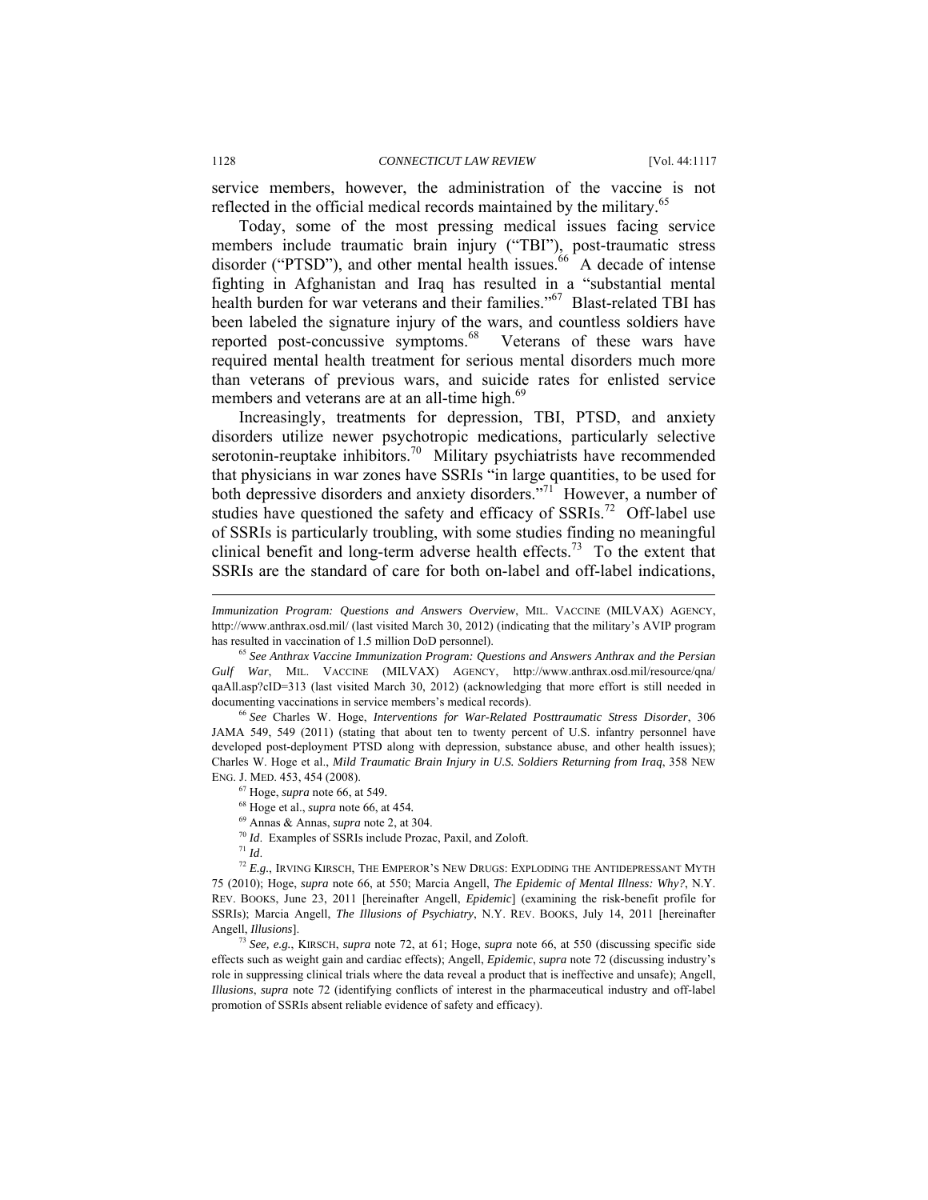service members, however, the administration of the vaccine is not reflected in the official medical records maintained by the military.[65]

Today, some of the most pressing medical issues facing service members include traumatic brain injury ("TBI"), post-traumatic stress disorder ("PTSD"), and other mental health issues.[66] A decade of intense fighting in Afghanistan and Iraq has resulted in a "substantial mental health burden for war veterans and their families."[67] Blast-related TBI has been labeled the signature injury of the wars, and countless soldiers have reported post-concussive symptoms.[68] Veterans of these wars have required mental health treatment for serious mental disorders much more than veterans of previous wars, and suicide rates for enlisted service members and veterans are at an all-time high.[69]

Increasingly, treatments for depression, TBI, PTSD, and anxiety disorders utilize newer psychotropic medications, particularly selective serotonin-reuptake inhibitors.[70] Military psychiatrists have recommended that physicians in war zones have SSRIs "in large quantities, to be used for both depressive disorders and anxiety disorders."[71] However, a number of studies have questioned the safety and efficacy of SSRIs.[72] Off-label use of SSRIs is particularly troubling, with some studies finding no meaningful clinical benefit and long-term adverse health effects.[73] To the extent that SSRIs are the standard of care for both on-label and off-label indications,

---

*Immunization Program: Questions and Answers Overview*, MIL. VACCINE (MILVAX) AGENCY, http://www.anthrax.osd.mil/ (last visited March 30, 2012) (indicating that the military's AVIP program has resulted in vaccination of 1.5 million DoD personnel).

[65] *See Anthrax Vaccine Immunization Program: Questions and Answers Anthrax and the Persian Gulf War*, MIL. VACCINE (MILVAX) AGENCY, http://www.anthrax.osd.mil/resource/qna/qaAll.asp?cID=313 (last visited March 30, 2012) (acknowledging that more effort is still needed in documenting vaccinations in service members's medical records).

[66] *See* Charles W. Hoge, *Interventions for War-Related Posttraumatic Stress Disorder*, 306 JAMA 549, 549 (2011) (stating that about ten to twenty percent of U.S. infantry personnel have developed post-deployment PTSD along with depression, substance abuse, and other health issues); Charles W. Hoge et al., *Mild Traumatic Brain Injury in U.S. Soldiers Returning from Iraq*, 358 NEW ENG. J. MED. 453, 454 (2008).

[67] Hoge, *supra* note 66, at 549.

[68] Hoge et al., *supra* note 66, at 454.

[69] Annas & Annas, *supra* note 2, at 304.

[70] *Id*. Examples of SSRIs include Prozac, Paxil, and Zoloft.

[71] *Id*.

[72] *E.g.*, IRVING KIRSCH, THE EMPEROR'S NEW DRUGS: EXPLODING THE ANTIDEPRESSANT MYTH 75 (2010); Hoge, *supra* note 66, at 550; Marcia Angell, *The Epidemic of Mental Illness: Why?*, N.Y. REV. BOOKS, June 23, 2011 [hereinafter Angell, *Epidemic*] (examining the risk-benefit profile for SSRIs); Marcia Angell, *The Illusions of Psychiatry*, N.Y. REV. BOOKS, July 14, 2011 [hereinafter Angell, *Illusions*].

[73] *See, e.g.*, KIRSCH, *supra* note 72, at 61; Hoge, *supra* note 66, at 550 (discussing specific side effects such as weight gain and cardiac effects); Angell, *Epidemic*, *supra* note 72 (discussing industry's role in suppressing clinical trials where the data reveal a product that is ineffective and unsafe); Angell, *Illusions*, *supra* note 72 (identifying conflicts of interest in the pharmaceutical industry and off-label promotion of SSRIs absent reliable evidence of safety and efficacy).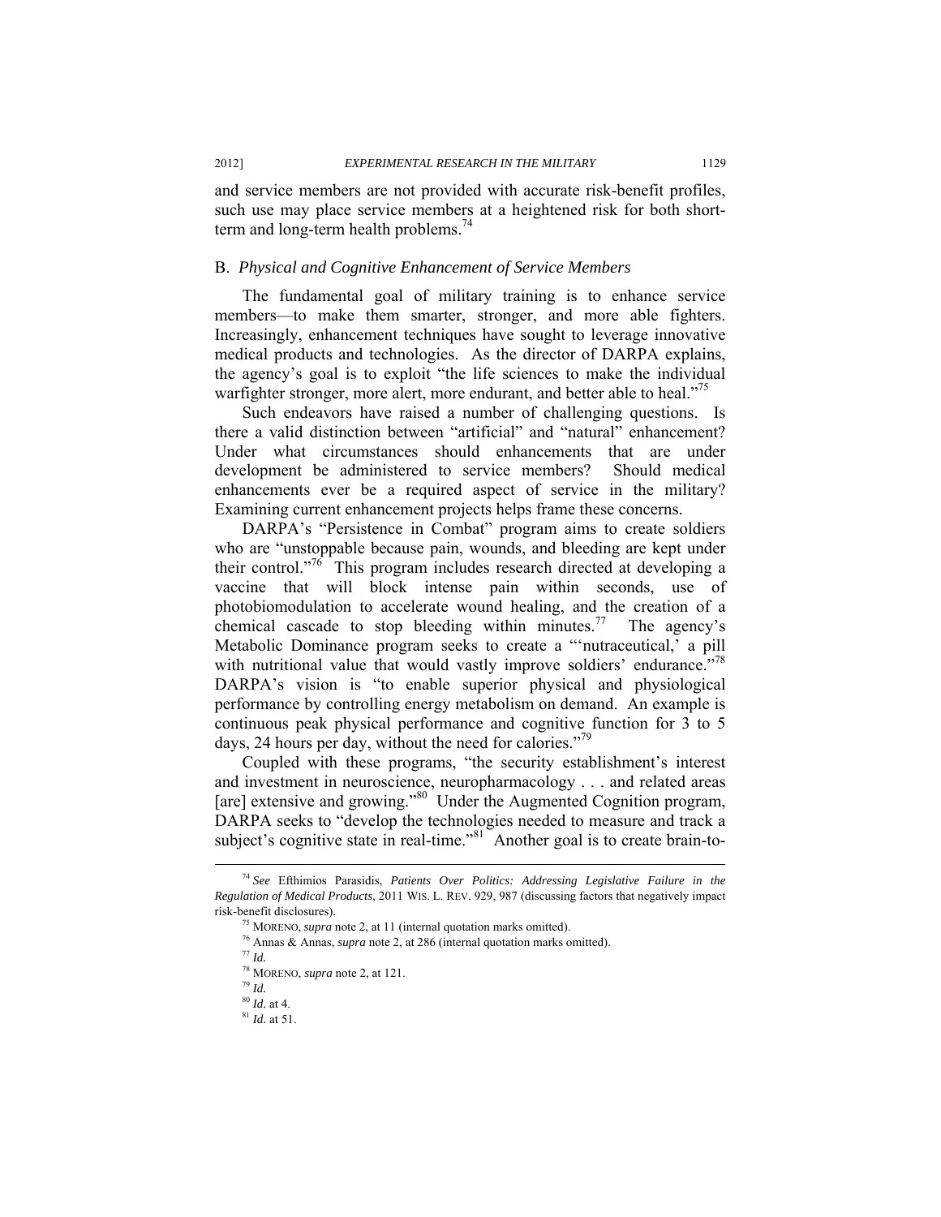and service members are not provided with accurate risk-benefit profiles, such use may place service members at a heightened risk for both short-term and long-term health problems.[74]

### B. *Physical and Cognitive Enhancement of Service Members*

The fundamental goal of military training is to enhance service members—to make them smarter, stronger, and more able fighters. Increasingly, enhancement techniques have sought to leverage innovative medical products and technologies. As the director of DARPA explains, the agency's goal is to exploit "the life sciences to make the individual warfighter stronger, more alert, more endurant, and better able to heal."[75]

Such endeavors have raised a number of challenging questions. Is there a valid distinction between "artificial" and "natural" enhancement? Under what circumstances should enhancements that are under development be administered to service members? Should medical enhancements ever be a required aspect of service in the military? Examining current enhancement projects helps frame these concerns.

DARPA's "Persistence in Combat" program aims to create soldiers who are "unstoppable because pain, wounds, and bleeding are kept under their control."[76] This program includes research directed at developing a vaccine that will block intense pain within seconds, use of photobiomodulation to accelerate wound healing, and the creation of a chemical cascade to stop bleeding within minutes.[77] The agency's Metabolic Dominance program seeks to create a "'nutraceutical,' a pill with nutritional value that would vastly improve soldiers' endurance."[78] DARPA's vision is "to enable superior physical and physiological performance by controlling energy metabolism on demand. An example is continuous peak physical performance and cognitive function for 3 to 5 days, 24 hours per day, without the need for calories."[79]

Coupled with these programs, "the security establishment's interest and investment in neuroscience, neuropharmacology . . . and related areas [are] extensive and growing."[80] Under the Augmented Cognition program, DARPA seeks to "develop the technologies needed to measure and track a subject's cognitive state in real-time."[81] Another goal is to create brain-to-

---

[74] *See* Efthimios Parasidis, *Patients Over Politics: Addressing Legislative Failure in the Regulation of Medical Products*, 2011 WIS. L. REV. 929, 987 (discussing factors that negatively impact risk-benefit disclosures).

[75] MORENO, *supra* note 2, at 11 (internal quotation marks omitted).

[76] Annas & Annas, *supra* note 2, at 286 (internal quotation marks omitted).

[77] *Id.*

[78] MORENO, *supra* note 2, at 121.

[79] *Id.*

[80] *Id.* at 4.

[81] *Id.* at 51.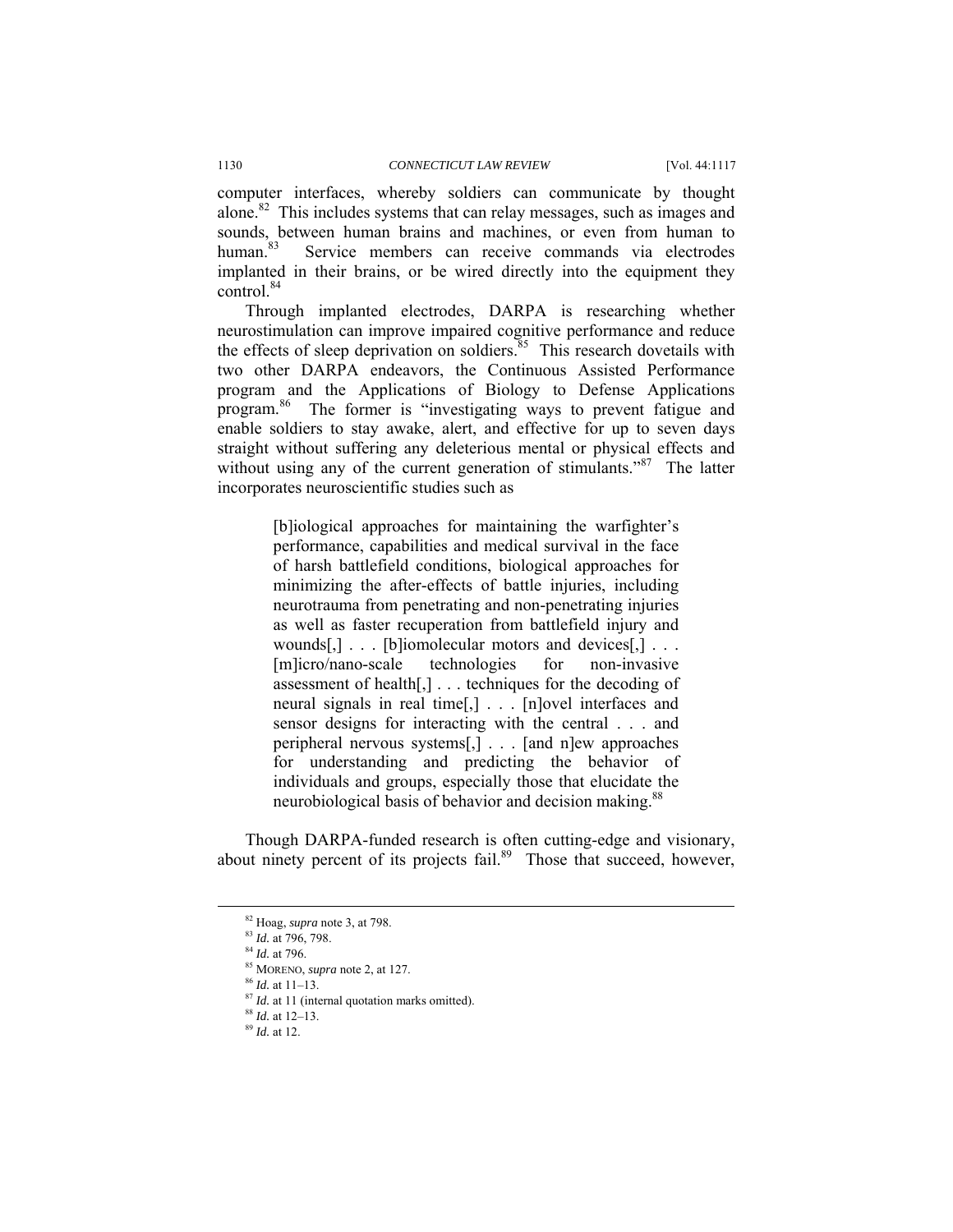computer interfaces, whereby soldiers can communicate by thought alone.[82] This includes systems that can relay messages, such as images and sounds, between human brains and machines, or even from human to human.[83] Service members can receive commands via electrodes implanted in their brains, or be wired directly into the equipment they control.[84]

Through implanted electrodes, DARPA is researching whether neurostimulation can improve impaired cognitive performance and reduce the effects of sleep deprivation on soldiers.[85] This research dovetails with two other DARPA endeavors, the Continuous Assisted Performance program and the Applications of Biology to Defense Applications program.[86] The former is "investigating ways to prevent fatigue and enable soldiers to stay awake, alert, and effective for up to seven days straight without suffering any deleterious mental or physical effects and without using any of the current generation of stimulants."[87] The latter incorporates neuroscientific studies such as

> [b]iological approaches for maintaining the warfighter's performance, capabilities and medical survival in the face of harsh battlefield conditions, biological approaches for minimizing the after-effects of battle injuries, including neurotrauma from penetrating and non-penetrating injuries as well as faster recuperation from battlefield injury and wounds[,] . . . [b]iomolecular motors and devices[,] . . . [m]icro/nano-scale technologies for non-invasive assessment of health[,] . . . techniques for the decoding of neural signals in real time[,] . . . [n]ovel interfaces and sensor designs for interacting with the central . . . and peripheral nervous systems[,] . . . [and n]ew approaches for understanding and predicting the behavior of individuals and groups, especially those that elucidate the neurobiological basis of behavior and decision making.[88]

Though DARPA-funded research is often cutting-edge and visionary, about ninety percent of its projects fail.[89] Those that succeed, however,

---

[82] Hoag, *supra* note 3, at 798.

[83] *Id.* at 796, 798.

[84] *Id.* at 796.

[85] MORENO, *supra* note 2, at 127.

[86] *Id.* at 11–13.

[87] *Id.* at 11 (internal quotation marks omitted).

[88] *Id.* at 12–13.

[89] *Id.* at 12.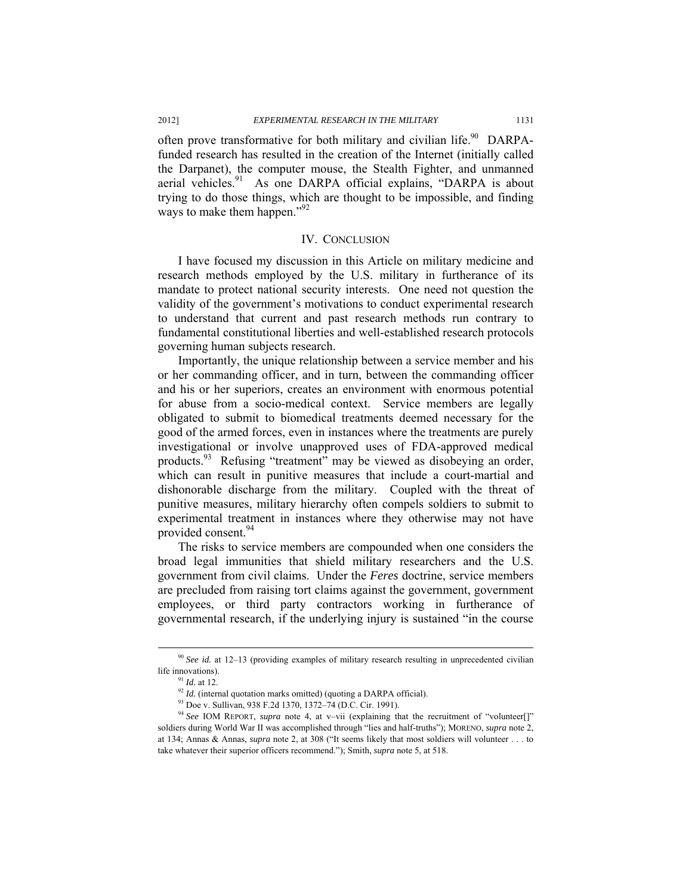often prove transformative for both military and civilian life.[90] DARPA-funded research has resulted in the creation of the Internet (initially called the Darpanet), the computer mouse, the Stealth Fighter, and unmanned aerial vehicles.[91] As one DARPA official explains, "DARPA is about trying to do those things, which are thought to be impossible, and finding ways to make them happen."[92]

## IV. CONCLUSION

I have focused my discussion in this Article on military medicine and research methods employed by the U.S. military in furtherance of its mandate to protect national security interests. One need not question the validity of the government's motivations to conduct experimental research to understand that current and past research methods run contrary to fundamental constitutional liberties and well-established research protocols governing human subjects research.

Importantly, the unique relationship between a service member and his or her commanding officer, and in turn, between the commanding officer and his or her superiors, creates an environment with enormous potential for abuse from a socio-medical context. Service members are legally obligated to submit to biomedical treatments deemed necessary for the good of the armed forces, even in instances where the treatments are purely investigational or involve unapproved uses of FDA-approved medical products.[93] Refusing "treatment" may be viewed as disobeying an order, which can result in punitive measures that include a court-martial and dishonorable discharge from the military. Coupled with the threat of punitive measures, military hierarchy often compels soldiers to submit to experimental treatment in instances where they otherwise may not have provided consent.[94]

The risks to service members are compounded when one considers the broad legal immunities that shield military researchers and the U.S. government from civil claims. Under the *Feres* doctrine, service members are precluded from raising tort claims against the government, government employees, or third party contractors working in furtherance of governmental research, if the underlying injury is sustained "in the course

---

[90] *See id.* at 12–13 (providing examples of military research resulting in unprecedented civilian life innovations).

[91] *Id.* at 12.

[92] *Id.* (internal quotation marks omitted) (quoting a DARPA official).

[93] Doe v. Sullivan, 938 F.2d 1370, 1372–74 (D.C. Cir. 1991).

[94] *See* IOM REPORT, *supra* note 4, at v–vii (explaining that the recruitment of "volunteer[]" soldiers during World War II was accomplished through "lies and half-truths"); MORENO, *supra* note 2, at 134; Annas & Annas, *supra* note 2, at 308 ("It seems likely that most soldiers will volunteer . . . to take whatever their superior officers recommend."); Smith, *supra* note 5, at 518.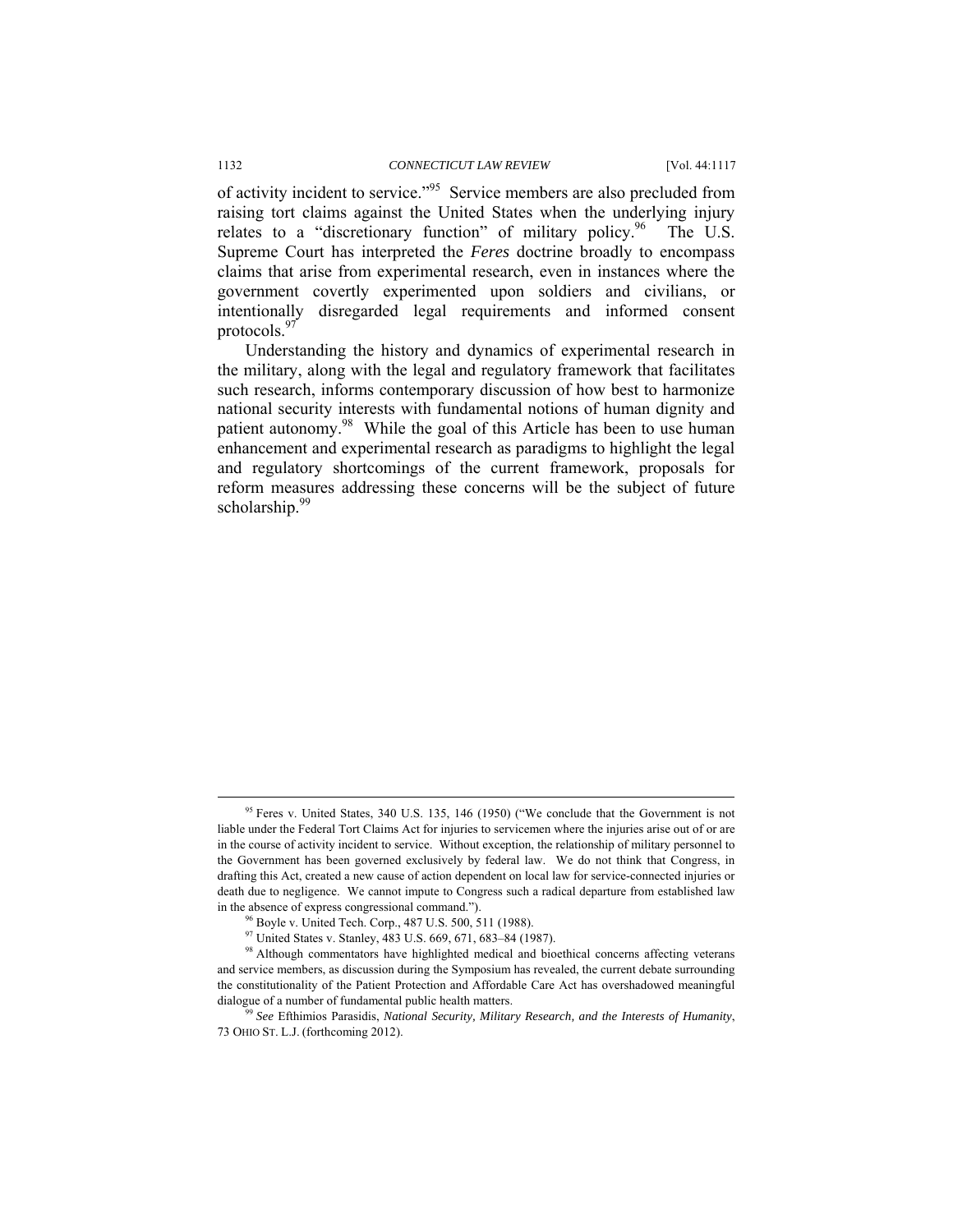of activity incident to service."[95] Service members are also precluded from raising tort claims against the United States when the underlying injury relates to a "discretionary function" of military policy.[96] The U.S. Supreme Court has interpreted the *Feres* doctrine broadly to encompass claims that arise from experimental research, even in instances where the government covertly experimented upon soldiers and civilians, or intentionally disregarded legal requirements and informed consent protocols.[97]

Understanding the history and dynamics of experimental research in the military, along with the legal and regulatory framework that facilitates such research, informs contemporary discussion of how best to harmonize national security interests with fundamental notions of human dignity and patient autonomy.[98] While the goal of this Article has been to use human enhancement and experimental research as paradigms to highlight the legal and regulatory shortcomings of the current framework, proposals for reform measures addressing these concerns will be the subject of future scholarship.[99]

---

[95] Feres v. United States, 340 U.S. 135, 146 (1950) ("We conclude that the Government is not liable under the Federal Tort Claims Act for injuries to servicemen where the injuries arise out of or are in the course of activity incident to service. Without exception, the relationship of military personnel to the Government has been governed exclusively by federal law. We do not think that Congress, in drafting this Act, created a new cause of action dependent on local law for service-connected injuries or death due to negligence. We cannot impute to Congress such a radical departure from established law in the absence of express congressional command.").

[96] Boyle v. United Tech. Corp., 487 U.S. 500, 511 (1988).

[97] United States v. Stanley, 483 U.S. 669, 671, 683–84 (1987).

[98] Although commentators have highlighted medical and bioethical concerns affecting veterans and service members, as discussion during the Symposium has revealed, the current debate surrounding the constitutionality of the Patient Protection and Affordable Care Act has overshadowed meaningful dialogue of a number of fundamental public health matters.

[99] *See* Efthimios Parasidis, *National Security, Military Research, and the Interests of Humanity*, 73 OHIO ST. L.J. (forthcoming 2012).